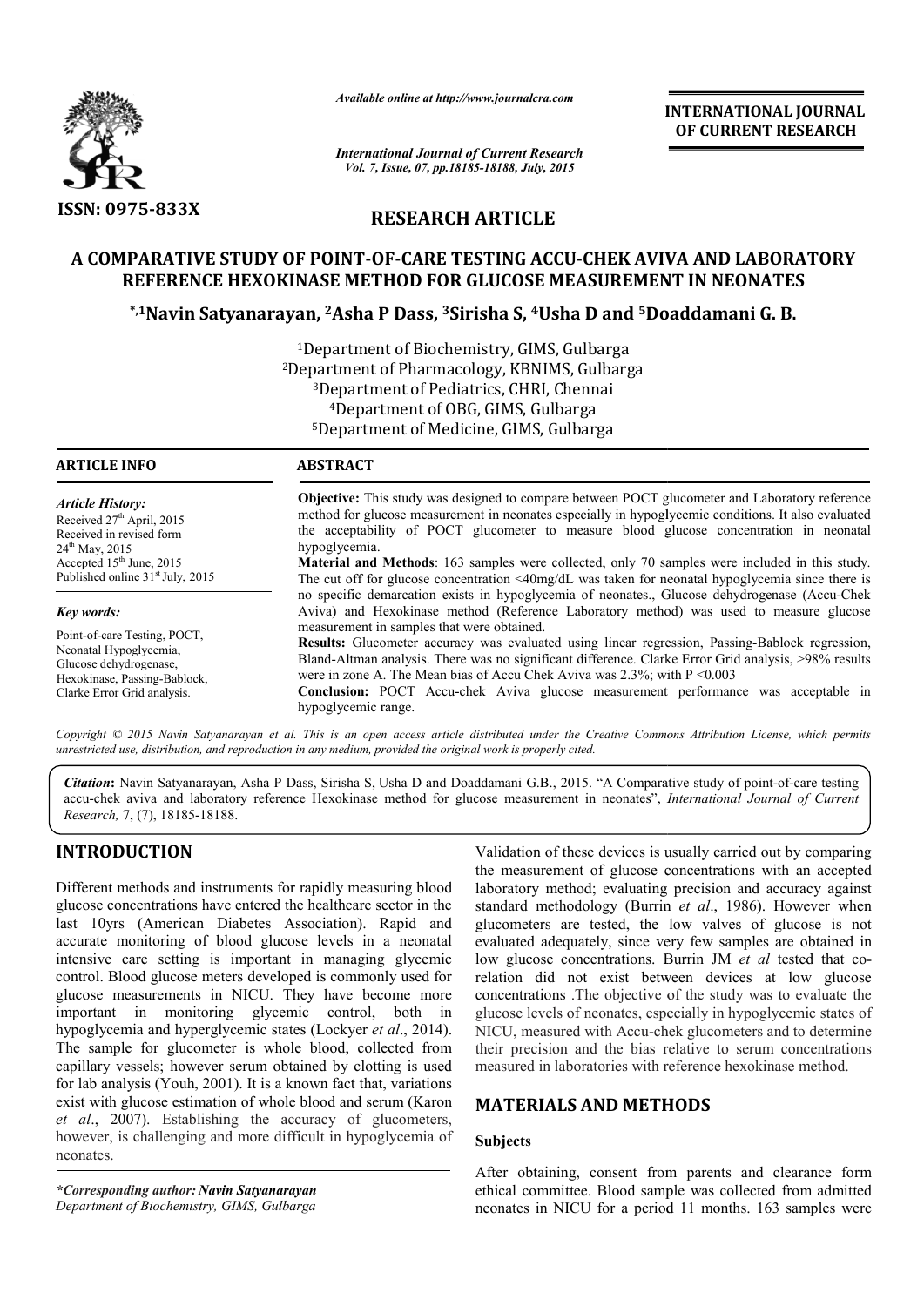*Available online at http://www.journalcra.com*

*International Journal of Current Research*
*Vol. 7, Issue, 07, pp.18185-18188, July, 2015*

**INTERNATIONAL JOURNAL OF CURRENT RESEARCH**

ISSN: 0975-833X

## RESEARCH ARTICLE

# A COMPARATIVE STUDY OF POINT-OF-CARE TESTING ACCU-CHEK AVIVA AND LABORATORY REFERENCE HEXOKINASE METHOD FOR GLUCOSE MEASUREMENT IN NEONATES

**\*,[1]Navin Satyanarayan, [2]Asha P Dass, [3]Sirisha S, [4]Usha D and [5]Doaddamani G. B.**

[1]Department of Biochemistry, GIMS, Gulbarga
[2]Department of Pharmacology, KBNIMS, Gulbarga
[3]Department of Pediatrics, CHRI, Chennai
[4]Department of OBG, GIMS, Gulbarga
[5]Department of Medicine, GIMS, Gulbarga

**ARTICLE INFO**

*Article History:*
Received 27[th] April, 2015
Received in revised form
24[th] May, 2015
Accepted 15[th] June, 2015
Published online 31[st] July, 2015

*Key words:*
Point-of-care Testing, POCT,
Neonatal Hypoglycemia,
Glucose dehydrogenase,
Hexokinase, Passing-Bablock,
Clarke Error Grid analysis.

**ABSTRACT**

**Objective:** This study was designed to compare between POCT glucometer and Laboratory reference method for glucose measurement in neonates especially in hypoglycemic conditions. It also evaluated the acceptability of POCT glucometer to measure blood glucose concentration in neonatal hypoglycemia.

**Material and Methods**: 163 samples were collected, only 70 samples were included in this study. The cut off for glucose concentration <40mg/dL was taken for neonatal hypoglycemia since there is no specific demarcation exists in hypoglycemia of neonates., Glucose dehydrogenase (Accu-Chek Aviva) and Hexokinase method (Reference Laboratory method) was used to measure glucose measurement in samples that were obtained.

**Results:** Glucometer accuracy was evaluated using linear regression, Passing-Bablock regression, Bland-Altman analysis. There was no significant difference. Clarke Error Grid analysis, >98% results were in zone A. The Mean bias of Accu Chek Aviva was 2.3%; with P <0.003

**Conclusion:** POCT Accu-chek Aviva glucose measurement performance was acceptable in hypoglycemic range.

*Copyright © 2015 Navin Satyanarayan et al. This is an open access article distributed under the Creative Commons Attribution License, which permits unrestricted use, distribution, and reproduction in any medium, provided the original work is properly cited.*

***Citation*****:** Navin Satyanarayan, Asha P Dass, Sirisha S, Usha D and Doaddamani G.B., 2015. "A Comparative study of point-of-care testing accu-chek aviva and laboratory reference Hexokinase method for glucose measurement in neonates", *International Journal of Current Research,* 7, (7), 18185-18188.

## INTRODUCTION

Different methods and instruments for rapidly measuring blood glucose concentrations have entered the healthcare sector in the last 10yrs (American Diabetes Association). Rapid and accurate monitoring of blood glucose levels in a neonatal intensive care setting is important in managing glycemic control. Blood glucose meters developed is commonly used for glucose measurements in NICU. They have become more important in monitoring glycemic control, both in hypoglycemia and hyperglycemic states (Lockyer *et al*., 2014). The sample for glucometer is whole blood, collected from capillary vessels; however serum obtained by clotting is used for lab analysis (Youh, 2001). It is a known fact that, variations exist with glucose estimation of whole blood and serum (Karon *et al*., 2007). Establishing the accuracy of glucometers, however, is challenging and more difficult in hypoglycemia of neonates.

Validation of these devices is usually carried out by comparing the measurement of glucose concentrations with an accepted laboratory method; evaluating precision and accuracy against standard methodology (Burrin *et al*., 1986). However when glucometers are tested, the low valves of glucose is not evaluated adequately, since very few samples are obtained in low glucose concentrations. Burrin JM *et al* tested that co-relation did not exist between devices at low glucose concentrations .The objective of the study was to evaluate the glucose levels of neonates, especially in hypoglycemic states of NICU, measured with Accu-chek glucometers and to determine their precision and the bias relative to serum concentrations measured in laboratories with reference hexokinase method.

## MATERIALS AND METHODS

### Subjects

After obtaining, consent from parents and clearance form ethical committee. Blood sample was collected from admitted neonates in NICU for a period 11 months. 163 samples were

*\*Corresponding author: Navin Satyanarayan*
*Department of Biochemistry, GIMS, Gulbarga*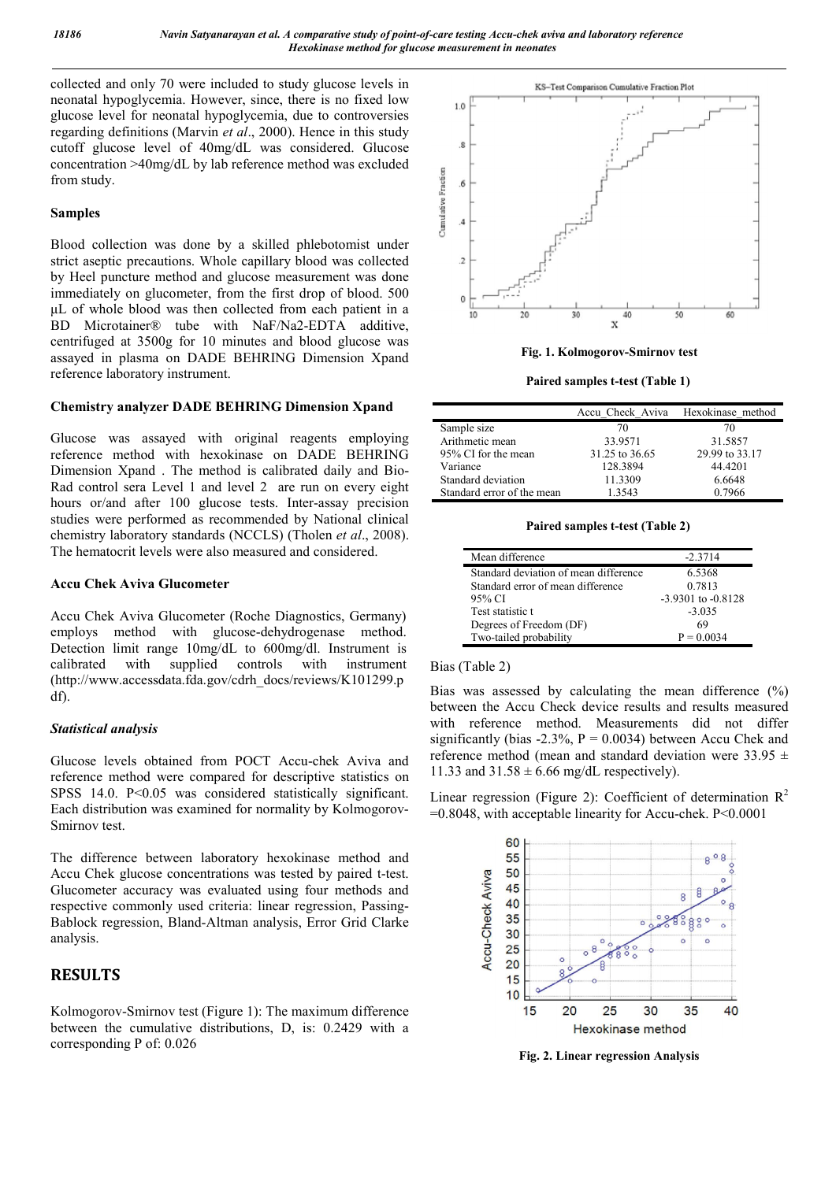collected and only 70 were included to study glucose levels in neonatal hypoglycemia. However, since, there is no fixed low glucose level for neonatal hypoglycemia, due to controversies regarding definitions (Marvin *et al*., 2000). Hence in this study cutoff glucose level of 40mg/dL was considered. Glucose concentration >40mg/dL by lab reference method was excluded from study.

### Samples

Blood collection was done by a skilled phlebotomist under strict aseptic precautions. Whole capillary blood was collected by Heel puncture method and glucose measurement was done immediately on glucometer, from the first drop of blood. 500 µL of whole blood was then collected from each patient in a BD Microtainer® tube with NaF/Na2-EDTA additive, centrifuged at 3500g for 10 minutes and blood glucose was assayed in plasma on DADE BEHRING Dimension Xpand reference laboratory instrument.

### Chemistry analyzer DADE BEHRING Dimension Xpand

Glucose was assayed with original reagents employing reference method with hexokinase on DADE BEHRING Dimension Xpand . The method is calibrated daily and Bio-Rad control sera Level 1 and level 2 are run on every eight hours or/and after 100 glucose tests. Inter-assay precision studies were performed as recommended by National clinical chemistry laboratory standards (NCCLS) (Tholen *et al*., 2008). The hematocrit levels were also measured and considered.

### Accu Chek Aviva Glucometer

Accu Chek Aviva Glucometer (Roche Diagnostics, Germany) employs method with glucose-dehydrogenase method. Detection limit range 10mg/dL to 600mg/dl. Instrument is calibrated with supplied controls with instrument (http://www.accessdata.fda.gov/cdrh_docs/reviews/K101299.pdf).

### *Statistical analysis*

Glucose levels obtained from POCT Accu-chek Aviva and reference method were compared for descriptive statistics on SPSS 14.0. P<0.05 was considered statistically significant. Each distribution was examined for normality by Kolmogorov-Smirnov test.

The difference between laboratory hexokinase method and Accu Chek glucose concentrations was tested by paired t-test. Glucometer accuracy was evaluated using four methods and respective commonly used criteria: linear regression, Passing-Bablock regression, Bland-Altman analysis, Error Grid Clarke analysis.

## RESULTS

Kolmogorov-Smirnov test (Figure 1): The maximum difference between the cumulative distributions, D, is: 0.2429 with a corresponding P of: 0.026

**Fig. 1. Kolmogorov-Smirnov test**

**Paired samples t-test (Table 1)**

| | Accu_Check_Aviva | Hexokinase_method |
|---|---|---|
| Sample size | 70 | 70 |
| Arithmetic mean | 33.9571 | 31.5857 |
| 95% CI for the mean | 31.25 to 36.65 | 29.99 to 33.17 |
| Variance | 128.3894 | 44.4201 |
| Standard deviation | 11.3309 | 6.6648 |
| Standard error of the mean | 1.3543 | 0.7966 |

**Paired samples t-test (Table 2)**

| Mean difference | -2.3714 |
|---|---|
| Standard deviation of mean difference | 6.5368 |
| Standard error of mean difference | 0.7813 |
| 95% CI | -3.9301 to -0.8128 |
| Test statistic t | -3.035 |
| Degrees of Freedom (DF) | 69 |
| Two-tailed probability | P = 0.0034 |

Bias (Table 2)

Bias was assessed by calculating the mean difference (%) between the Accu Check device results and results measured with reference method. Measurements did not differ significantly (bias -2.3%, P = 0.0034) between Accu Chek and reference method (mean and standard deviation were 33.95 ± 11.33 and 31.58 ± 6.66 mg/dL respectively).

Linear regression (Figure 2): Coefficient of determination $R^2$ =0.8048, with acceptable linearity for Accu-chek. P<0.0001

**Fig. 2. Linear regression Analysis**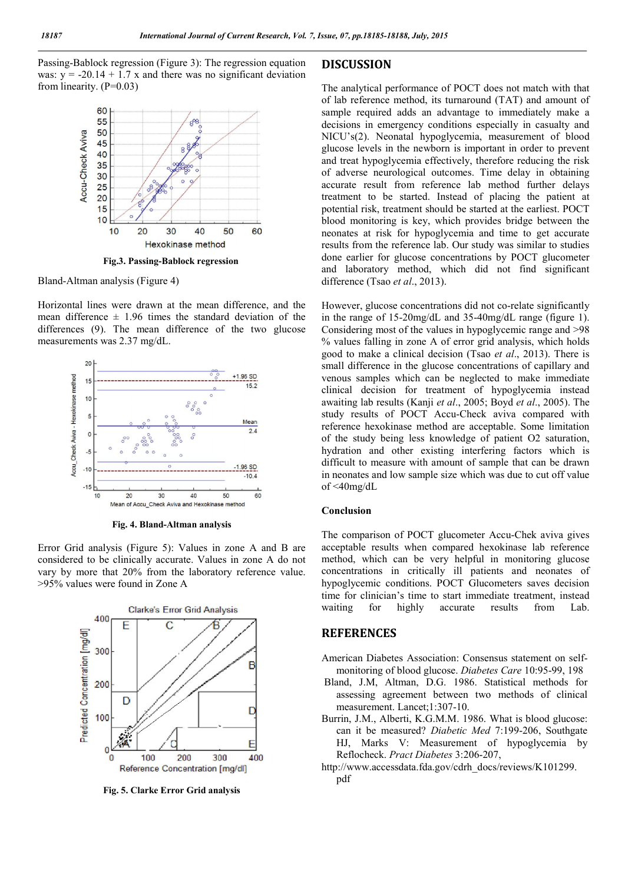Passing-Bablock regression (Figure 3): The regression equation was: $y = -20.14 + 1.7\ x$ and there was no significant deviation from linearity. ($P=0.03$)

Fig.3. Passing-Bablock regression

Bland-Altman analysis (Figure 4)

Horizontal lines were drawn at the mean difference, and the mean difference ± 1.96 times the standard deviation of the differences (9). The mean difference of the two glucose measurements was 2.37 mg/dL.

Fig. 4. Bland-Altman analysis

Error Grid analysis (Figure 5): Values in zone A and B are considered to be clinically accurate. Values in zone A do not vary by more that 20% from the laboratory reference value. >95% values were found in Zone A

Fig. 5. Clarke Error Grid analysis

## DISCUSSION

The analytical performance of POCT does not match with that of lab reference method, its turnaround (TAT) and amount of sample required adds an advantage to immediately make a decisions in emergency conditions especially in casualty and NICU's(2). Neonatal hypoglycemia, measurement of blood glucose levels in the newborn is important in order to prevent and treat hypoglycemia effectively, therefore reducing the risk of adverse neurological outcomes. Time delay in obtaining accurate result from reference lab method further delays treatment to be started. Instead of placing the patient at potential risk, treatment should be started at the earliest. POCT blood monitoring is key, which provides bridge between the neonates at risk for hypoglycemia and time to get accurate results from the reference lab. Our study was similar to studies done earlier for glucose concentrations by POCT glucometer and laboratory method, which did not find significant difference (Tsao *et al*., 2013).

However, glucose concentrations did not co-relate significantly in the range of 15-20mg/dL and 35-40mg/dL range (figure 1). Considering most of the values in hypoglycemic range and >98 % values falling in zone A of error grid analysis, which holds good to make a clinical decision (Tsao *et al*., 2013). There is small difference in the glucose concentrations of capillary and venous samples which can be neglected to make immediate clinical decision for treatment of hypoglycemia instead awaiting lab results (Kanji *et al*., 2005; Boyd *et al*., 2005). The study results of POCT Accu-Check aviva compared with reference hexokinase method are acceptable. Some limitation of the study being less knowledge of patient $O_2$ saturation, hydration and other existing interfering factors which is difficult to measure with amount of sample that can be drawn in neonates and low sample size which was due to cut off value of <40mg/dL

### Conclusion

The comparison of POCT glucometer Accu-Chek aviva gives acceptable results when compared hexokinase lab reference method, which can be very helpful in monitoring glucose concentrations in critically ill patients and neonates of hypoglycemic conditions. POCT Glucometers saves decision time for clinician's time to start immediate treatment, instead waiting for highly accurate results from Lab.

## REFERENCES

American Diabetes Association: Consensus statement on self-monitoring of blood glucose. *Diabetes Care* 10:95-99, 198

Bland, J.M, Altman, D.G. 1986. Statistical methods for assessing agreement between two methods of clinical measurement. Lancet;1:307-10.

Burrin, J.M., Alberti, K.G.M.M. 1986. What is blood glucose: can it be measured? *Diabetic Med* 7:199-206, Southgate HJ, Marks V: Measurement of hypoglycemia by Reflocheck. *Pract Diabetes* 3:206-207,

http://www.accessdata.fda.gov/cdrh_docs/reviews/K101299.pdf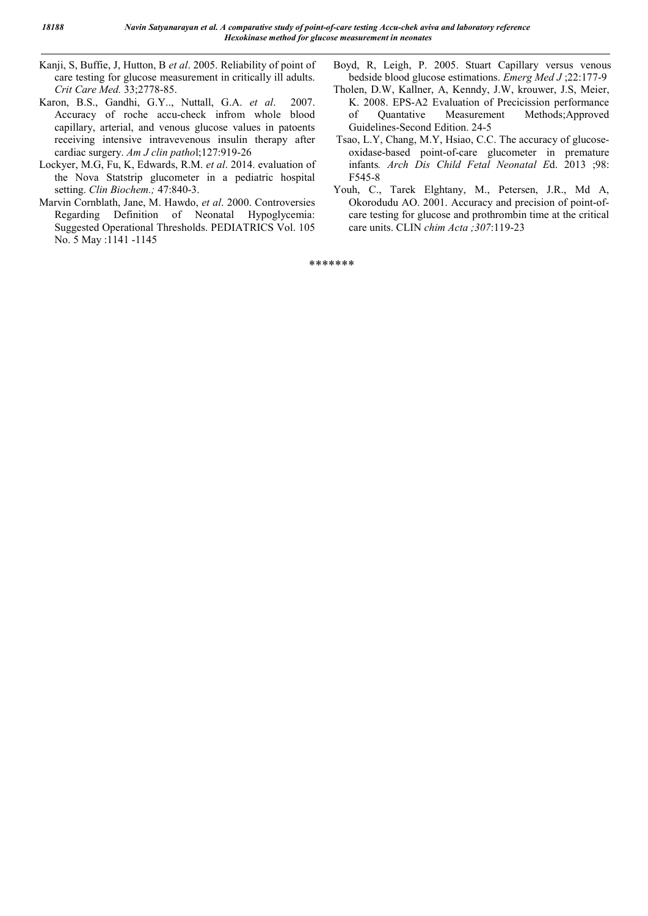Kanji, S, Buffie, J, Hutton, B *et al*. 2005. Reliability of point of care testing for glucose measurement in critically ill adults. *Crit Care Med.* 33;2778-85.

Karon, B.S., Gandhi, G.Y.., Nuttall, G.A. *et al*. 2007. Accuracy of roche accu-check infrom whole blood capillary, arterial, and venous glucose values in patoents receiving intensive intravevenous insulin therapy after cardiac surgery. *Am J clin patho*l;127:919-26

Lockyer, M.G, Fu, K, Edwards, R.M. *et al*. 2014. evaluation of the Nova Statstrip glucometer in a pediatric hospital setting. *Clin Biochem.;* 47:840-3.

Marvin Cornblath, Jane, M. Hawdo, *et al*. 2000. Controversies Regarding Definition of Neonatal Hypoglycemia: Suggested Operational Thresholds. PEDIATRICS Vol. 105 No. 5 May :1141 -1145

Boyd, R, Leigh, P. 2005. Stuart Capillary versus venous bedside blood glucose estimations. *Emerg Med J* ;22:177-9

Tholen, D.W, Kallner, A, Kenndy, J.W, krouwer, J.S, Meier, K. 2008. EPS-A2 Evaluation of Precicission performance of Quantative Measurement Methods;Approved Guidelines-Second Edition. 24-5

Tsao, L.Y, Chang, M.Y, Hsiao, C.C. The accuracy of glucose-oxidase-based point-of-care glucometer in premature infants*. Arch Dis Child Fetal Neonatal E*d. 2013 ;98: F545-8

Youh, C., Tarek Elghtany, M., Petersen, J.R., Md A, Okorodudu AO. 2001. Accuracy and precision of point-of-care testing for glucose and prothrombin time at the critical care units. CLIN *chim Acta ;307*:119-23

\*\*\*\*\*\*\*